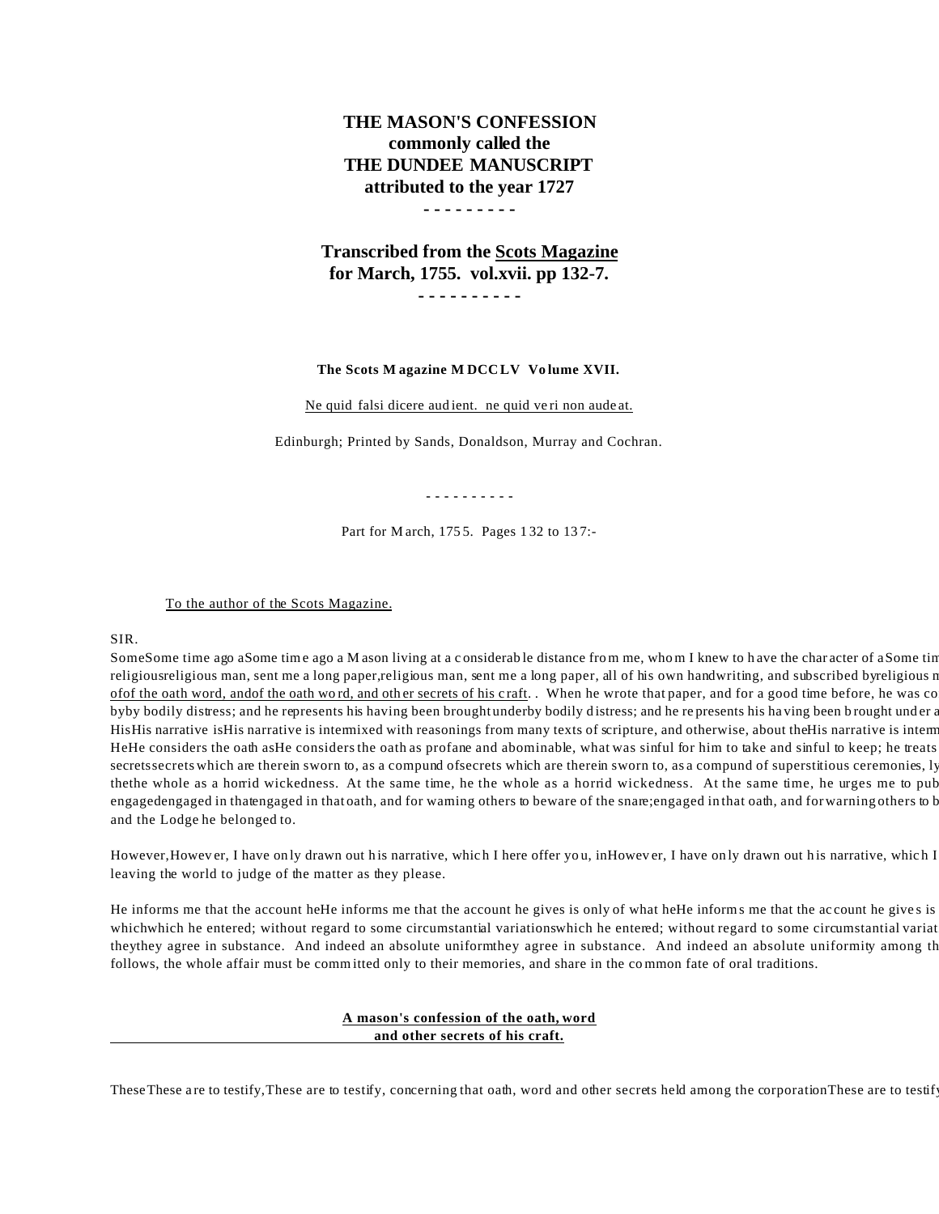**THE MASON'S CONFESSION**
**commonly called the**
**THE DUNDEE MANUSCRIPT**
**attributed to the year 1727**
**- - - - - - - - -**

**Transcribed from the Scots Magazine**
**for March, 1755. vol.xvii. pp 132-7.**
**- - - - - - - - - -**

**The Scots Magazine MDCCLV Volume XVII.**

Ne quid falsi dicere audient. ne quid veri non audeat.

Edinburgh; Printed by Sands, Donaldson, Murray and Cochran.

- - - - - - - - - -

Part for March, 1755. Pages 132 to 137:-

To the author of the Scots Magazine.

SIR.

SomeSome time ago aSome time ago a Mason living at a considerable distance from me, whom I knew to have the character of aSome tim religiousreligious man, sent me a long paper,religious man, sent me a long paper, all of his own handwriting, and subscribed byreligious m ofof the oath word, andof the oath word, and other secrets of his craft.. When he wrote that paper, and for a good time before, he was co byby bodily distress; and he represents his having been brought underby bodily distress; and he represents his having been brought under a HisHis narrative isHis narrative is intermixed with reasonings from many texts of scripture, and otherwise, about theHis narrative is interm HeHe considers the oath asHe considers the oath as profane and abominable, what was sinful for him to take and sinful to keep; he treats secretssecrets which are therein sworn to, as a compund ofsecrets which are therein sworn to, as a compund of superstitious ceremonies, ly thethe whole as a horrid wickedness. At the same time, he the whole as a horrid wickedness. At the same time, he urges me to pub engagedengaged in thatengaged in that oath, and for warning others to beware of the snare;engaged in that oath, and for warning others to b and the Lodge he belonged to.

However,However, I have only drawn out his narrative, which I here offer you, inHowever, I have only drawn out his narrative, which I leaving the world to judge of the matter as they please.

He informs me that the account heHe informs me that the account he gives is only of what heHe informs me that the account he gives is whichwhich he entered; without regard to some circumstantial variationswhich he entered; without regard to some circumstantial variat theythey agree in substance. And indeed an absolute uniformthey agree in substance. And indeed an absolute uniformity among th follows, the whole affair must be committed only to their memories, and share in the common fate of oral traditions.

**A mason's confession of the oath, word and other secrets of his craft.**

TheseThese are to testify,These are to testify, concerning that oath, word and other secrets held among the corporationThese are to testify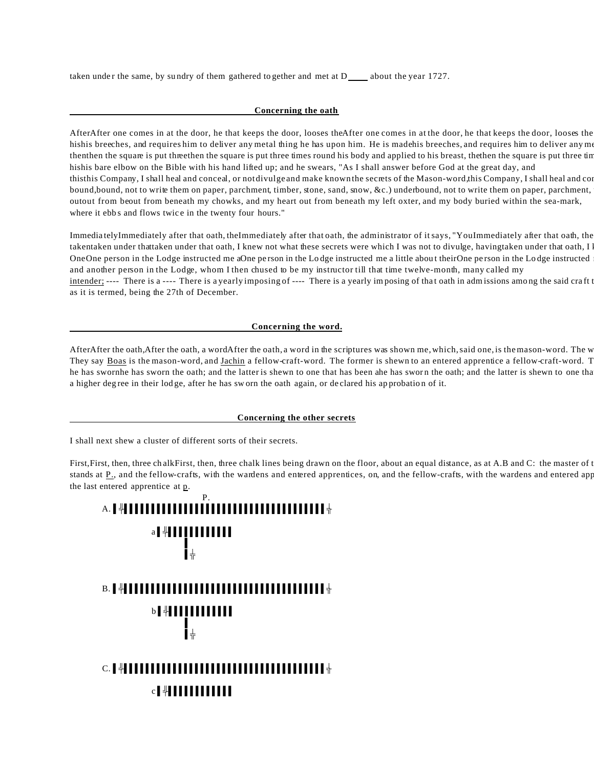taken under the same, by sundry of them gathered together and met at D\_\_\_\_ about the year 1727.

## Concerning the oath

After one comes in at the door, he that keeps the door, looses the
his breeches, and requires him to deliver any metal thing he has upon him. He is made
then the square is put three times round his body and applied to his breast, the
his bare elbow on the Bible with his hand lifted up; and he swears, "As I shall answer before God at the great day, and
this Company, I shall heal and conceal, or not divulge and make known the secrets of the Mason-word,
bound, not to write them on paper, parchment, timber, stone, sand, snow, &c.) under
out from beneath my chowks, and my heart out from beneath my left oxter, and my body buried within the sea-mark,
where it ebbs and flows twice in the twenty four hours."

Immediately after that oath, the administrator of it says, "You
taken under that oath, I knew not what these secrets were which I was not to divulge, having taken under that oath, I k
One person in the Lodge instructed me a little about their
and another person in the Lodge, whom I then chused to be my instructor till that time twelve-month, many called my
intender; ---- There is a yearly imposing of that oath in admissions among the said craft t
as it is termed, being the 27th of December.

## Concerning the word.

After the oath, a word in the scriptures was shown me, which, said one, is the mason-word. The w
They say Boas is the mason-word, and Jachin a fellow-craft-word. The former is shewn to an entered apprentice a fellow-craft-word. T
he has sworn the oath; and the latter is shewn to one that has been a
a higher degree in their lodge, after he has sworn the oath again, or declared his approbation of it.

## Concerning the other secrets

I shall next shew a cluster of different sorts of their secrets.

First, then, three chalk lines being drawn on the floor, about an equal distance, as at A.B and C: the master of t
stands at P., and the fellow-crafts, with the wardens and entered apprentices, on,
the last entered apprentice at p.

```
                    P.
A. ▌╬▌▌▌▌▌▌▌▌▌▌▌▌▌▌▌▌▌▌▌▌▌▌▌▌▌▌▌▌▌▌▌▌▌▌▌▌▌▌▌╬
        a▌╬▌▌▌▌▌▌▌▌▌▌▌
              ▌
              ▌╬

B. ▌╬▌▌▌▌▌▌▌▌▌▌▌▌▌▌▌▌▌▌▌▌▌▌▌▌▌▌▌▌▌▌▌▌▌▌▌▌▌▌▌╬
        b▌╬▌▌▌▌▌▌▌▌▌▌▌
              ▌
              ▌╬

C. ▌╬▌▌▌▌▌▌▌▌▌▌▌▌▌▌▌▌▌▌▌▌▌▌▌▌▌▌▌▌▌▌▌▌▌▌▌▌▌▌▌╬
        c▌╬▌▌▌▌▌▌▌▌▌▌▌
```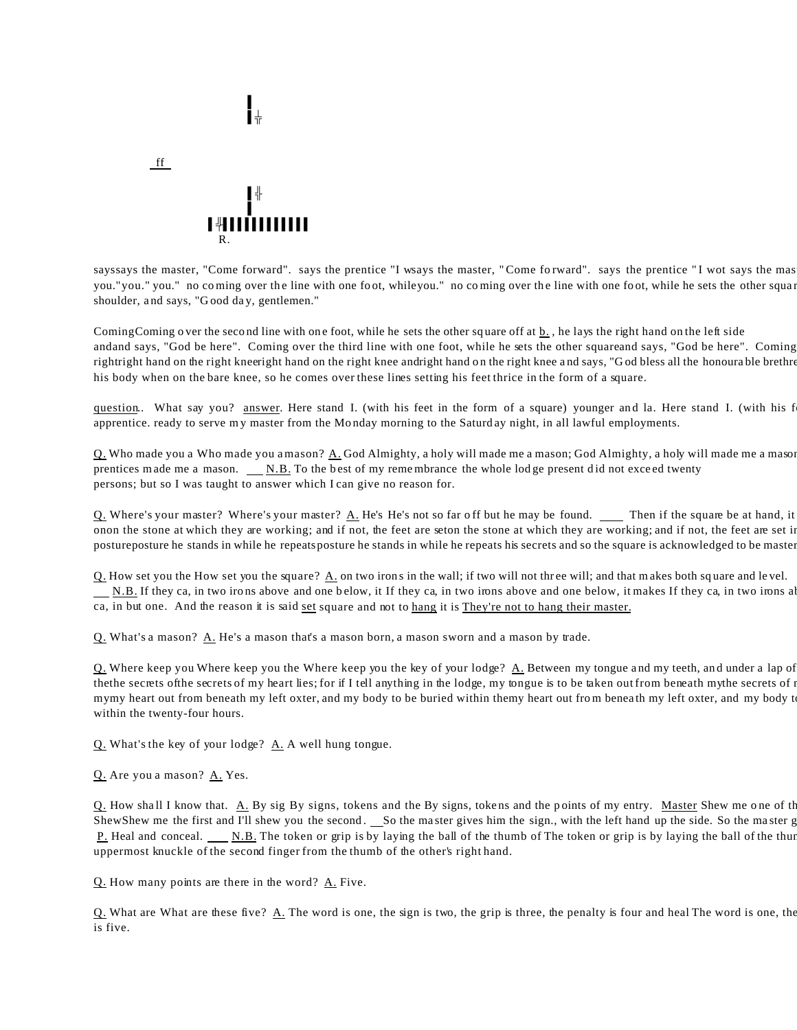ff

R.

sayssays the master, "Come forward". says the prentice "I wsays the master, "Come forward". says the prentice "I wot says the mas you."you." you." no coming over the line with one foot, whileyou." no coming over the line with one foot, while he sets the other squa shoulder, and says, "Good day, gentlemen."

ComingComing over the second line with one foot, while he sets the other square off at b. , he lays the right hand on the left side andand says, "God be here". Coming over the third line with one foot, while he sets the other squareand says, "God be here". Coming rightright hand on the right kneeright hand on the right knee andright hand on the right knee and says, "God bless all the honourable brethre his body when on the bare knee, so he comes over these lines setting his feet thrice in the form of a square.

question.. What say you? answer. Here stand I. (with his feet in the form of a square) younger and la. Here stand I. (with his f apprentice. ready to serve my master from the Monday morning to the Saturday night, in all lawful employments.

Q. Who made you a Who made you a mason? A. God Almighty, a holy will made me a mason; God Almighty, a holy will made me a mason prentices made me a mason. N.B. To the best of my remembrance the whole lodge present did not exceed twenty persons; but so I was taught to answer which I can give no reason for.

Q. Where's your master? Where's your master? A. He's He's not so far off but he may be found. Then if the square be at hand, it onon the stone at which they are working; and if not, the feet are seton the stone at which they are working; and if not, the feet are set i postureposture he stands in while he repeatsposture he stands in while he repeats his secrets and so the square is acknowledged to be master

Q. How set you the How set you the square? A. on two irons in the wall; if two will not three will; and that makes both square and level. N.B. If they ca, in two irons above and one below, it If they ca, in two irons above and one below, it makes If they ca, in two irons a ca, in but one. And the reason it is said set square and not to hang it is They're not to hang their master.

Q. What's a mason? A. He's a mason that's a mason born, a mason sworn and a mason by trade.

Q. Where keep you Where keep you the Where keep you the key of your lodge? A. Between my tongue and my teeth, and under a lap of thethe secrets ofthe secrets of my heart lies; for if I tell anything in the lodge, my tongue is to be taken out from beneath mythe secrets of mymy heart out from beneath my left oxter, and my body to be buried within themy heart out from beneath my left oxter, and my body t within the twenty-four hours.

Q. What's the key of your lodge? A. A well hung tongue.

Q. Are you a mason? A. Yes.

Q. How shall I know that. A. By sig By signs, tokens and the By signs, tokens and the points of my entry. Master Shew me one of th ShewShew me the first and I'll shew you the second. So the master gives him the sign., with the left hand up the side. So the master g P. Heal and conceal. N.B. The token or grip is by laying the ball of the thumb of The token or grip is by laying the ball of the thu uppermost knuckle of the second finger from the thumb of the other's right hand.

Q. How many points are there in the word? A. Five.

Q. What are What are these five? A. The word is one, the sign is two, the grip is three, the penalty is four and heal The word is one, the is five.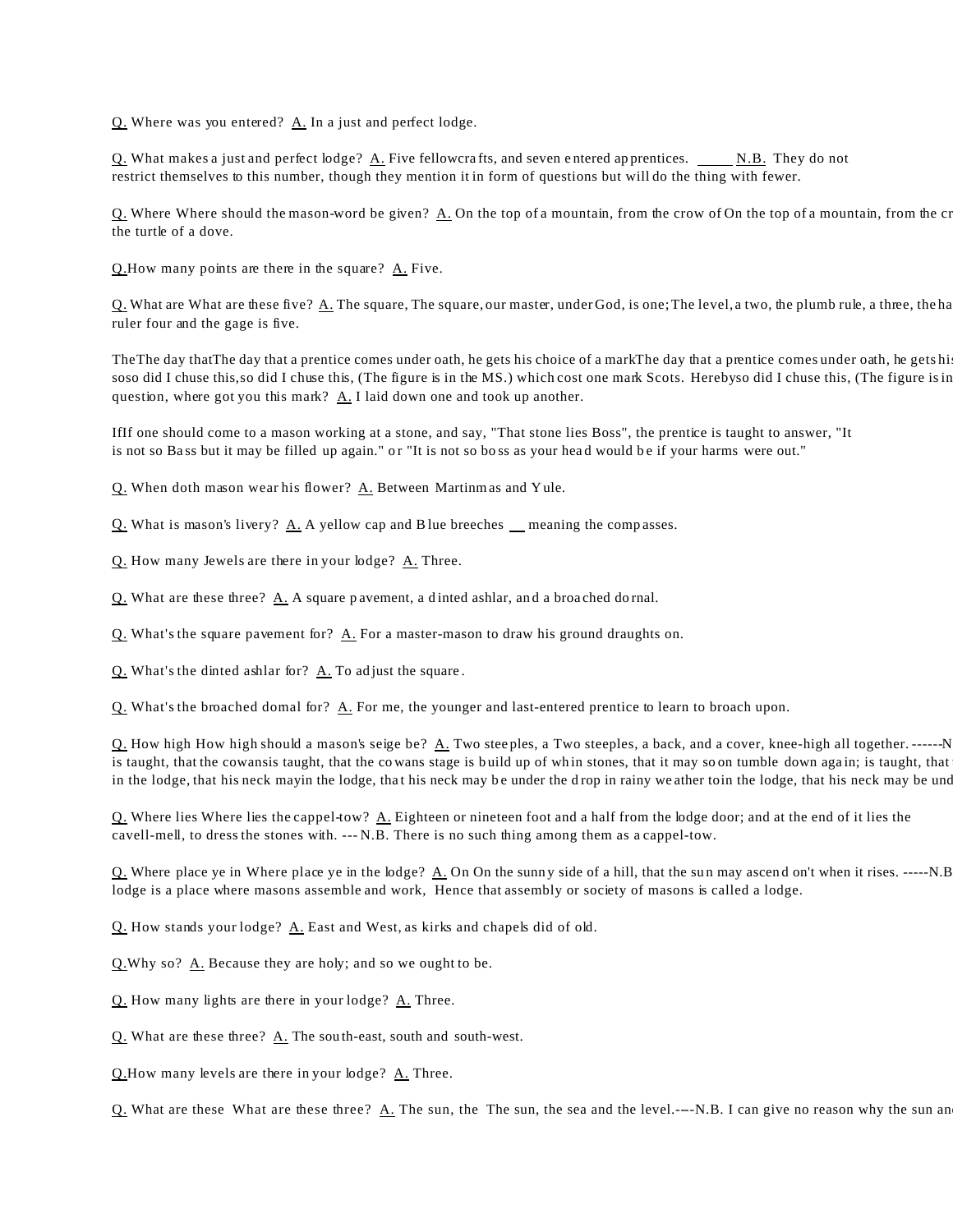Q. Where was you entered? A. In a just and perfect lodge.

Q. What makes a just and perfect lodge? A. Five fellowcrafts, and seven entered apprentices. _____ N.B. They do not restrict themselves to this number, though they mention it in form of questions but will do the thing with fewer.

Q. Where Where should the mason-word be given? A. On the top of a mountain, from the crow of On the top of a mountain, from the cr the turtle of a dove.

Q.How many points are there in the square? A. Five.

Q. What are What are these five? A. The square, The square, our master, under God, is one; The level, a two, the plumb rule, a three, the ha ruler four and the gage is five.

TheThe day thatThe day that a prentice comes under oath, he gets his choice of a markThe day that a prentice comes under oath, he gets his soso did I chuse this,so did I chuse this, (The figure is in the MS.) which cost one mark Scots. Herebyso did I chuse this, (The figure is in question, where got you this mark? A. I laid down one and took up another.

IfIf one should come to a mason working at a stone, and say, "That stone lies Boss", the prentice is taught to answer, "It is not so Bass but it may be filled up again." or "It is not so boss as your head would be if your harms were out."

Q. When doth mason wear his flower? A. Between Martinmas and Yule.

Q. What is mason's livery? A. A yellow cap and Blue breeches __ meaning the compasses.

Q. How many Jewels are there in your lodge? A. Three.

Q. What are these three? A. A square pavement, a dinted ashlar, and a broached dornal.

Q. What's the square pavement for? A. For a master-mason to draw his ground draughts on.

Q. What's the dinted ashlar for? A. To adjust the square.

Q. What's the broached dornal for? A. For me, the younger and last-entered prentice to learn to broach upon.

Q. How high How high should a mason's seige be? A. Two steeples, a Two steeples, a back, and a cover, knee-high all together. ------N is taught, that the cowansis taught, that the cowans stage is build up of whin stones, that it may soon tumble down again; is taught, that t in the lodge, that his neck mayin the lodge, that his neck may be under the drop in rainy weather toin the lodge, that his neck may be und

Q. Where lies Where lies the cappel-tow? A. Eighteen or nineteen foot and a half from the lodge door; and at the end of it lies the cavell-mell, to dress the stones with. --- N.B. There is no such thing among them as a cappel-tow.

Q. Where place ye in Where place ye in the lodge? A. On On the sunny side of a hill, that the sun may ascend on't when it rises. -----N.B lodge is a place where masons assemble and work, Hence that assembly or society of masons is called a lodge.

Q. How stands your lodge? A. East and West, as kirks and chapels did of old.

Q.Why so? A. Because they are holy; and so we ought to be.

Q. How many lights are there in your lodge? A. Three.

Q. What are these three? A. The south-east, south and south-west.

Q.How many levels are there in your lodge? A. Three.

Q. What are these What are these three? A. The sun, the The sun, the sea and the level.---N.B. I can give no reason why the sun and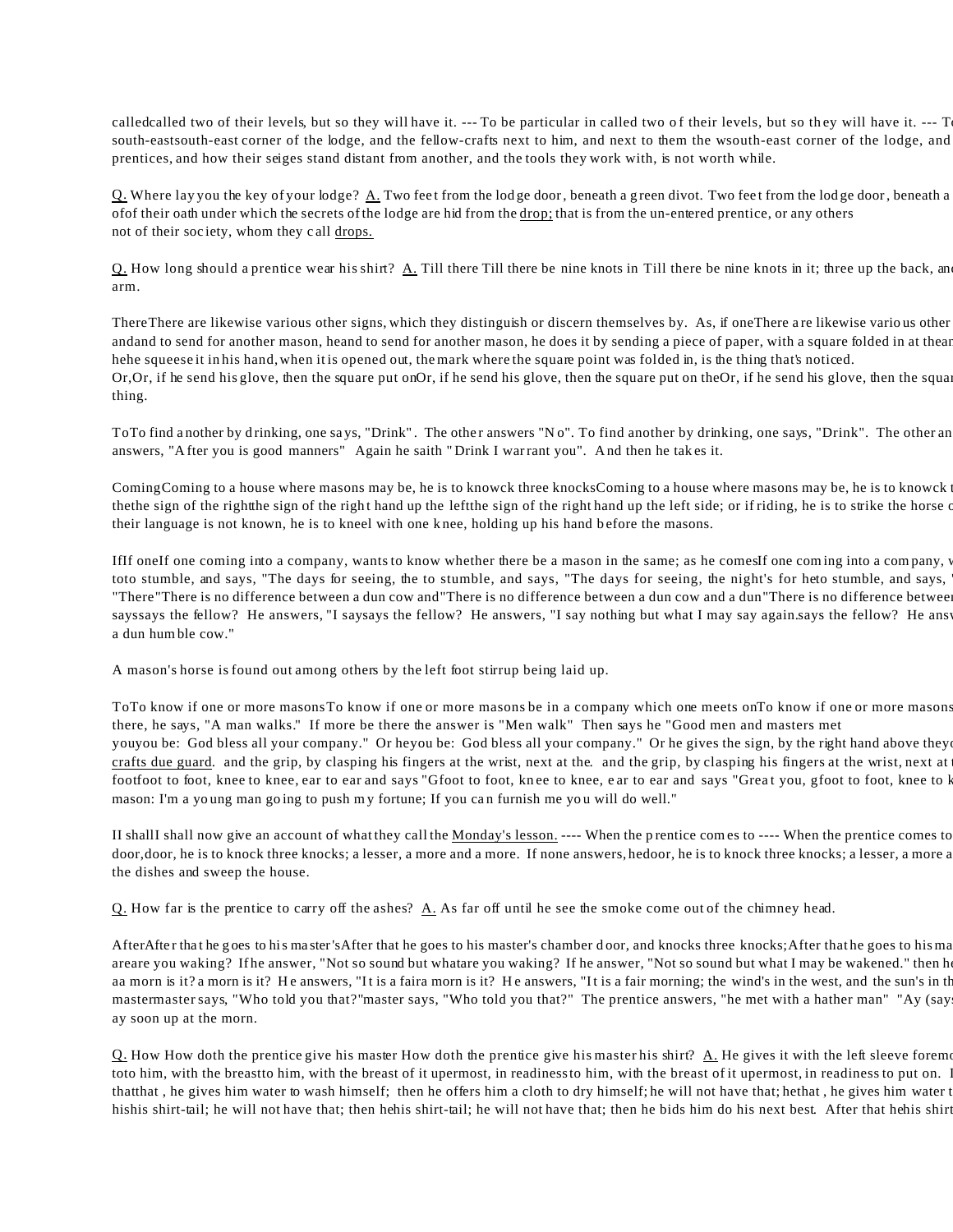called two of their levels, but so they will have it. --- To be particular in south-east corner of the lodge, and the fellow-crafts next to him, and next to them the w prentices, and how their seiges stand distant from another, and the tools they work with, is not worth while.

Q. Where lay you the key of your lodge? A. Two feet from the lodge door, beneath a green divot. of their oath under which the secrets of the lodge are hid from the drop; that is from the un-entered prentice, or any others not of their society, whom they call drops.

Q. How long should a prentice wear his shirt? A. Till there be nine knots in it; three up the back, and arm.

There are likewise various other signs, which they distinguish or discern themselves by. As, if one and to send for another mason, he does it by sending a piece of paper, with a square folded in at the an he squeese it in his hand, when it is opened out, the mark where the square point was folded in, is the thing that's noticed.
Or, if he send his glove, then the square put on the thing.

To find another by drinking, one says, "Drink". The other answers "No". answers, "After you is good manners" Again he saith "Drink I warrant you". And then he takes it.

Coming to a house where masons may be, he is to knowck three knocks the sign of the right hand up the left side; or if riding, he is to strike the horse their language is not known, he is to kneel with one knee, holding up his hand before the masons.

If one coming into a company, wants to know whether there be a mason in the same; as he comes to stumble, and says, "The days for seeing, the night's for he to stumble, and says, "There is no difference between a dun cow and a dun says the fellow? He answers, "I say nothing but what I may say again. a dun humble cow."

A mason's horse is found out among others by the left foot stirrup being laid up.

To know if one or more masons be in a company which one meets on there, he says, "A man walks." If more be there the answer is "Men walk" Then says he "Good men and masters met you be: God bless all your company." Or he gives the sign, by the right hand above the crafts due guard. and the grip, by clasping his fingers at the wrist, next at the foot to foot, knee to knee, ear to ear and says "Great you, mason: I'm a young man going to push my fortune; If you can furnish me you will do well."

I shall now give an account of what they call the Monday's lesson. ---- When the prentice comes to door, he is to knock three knocks; a lesser, a more and a more. If none answers, he the dishes and sweep the house.

Q. How far is the prentice to carry off the ashes? A. As far off until he see the smoke come out of the chimney head.

After that he goes to his master's chamber door, and knocks three knocks; are you waking? If he answer, "Not so sound but what I may be wakened." then he a morn is it? He answers, "It is a fair morning; the wind's in the west, and the sun's in th master says, "Who told you that?" The prentice answers, "he met with a hather man" "Ay (says ay soon up at the morn.

Q. How doth the prentice give his master his shirt? A. He gives it with the left sleeve foremo to him, with the breast of it upermost, in readiness to put on. that, he gives him water to wash himself; then he offers him a cloth to dry himself; he will not have that; he his shirt-tail; he will not have that; then he bids him do his next best. After that he his shirt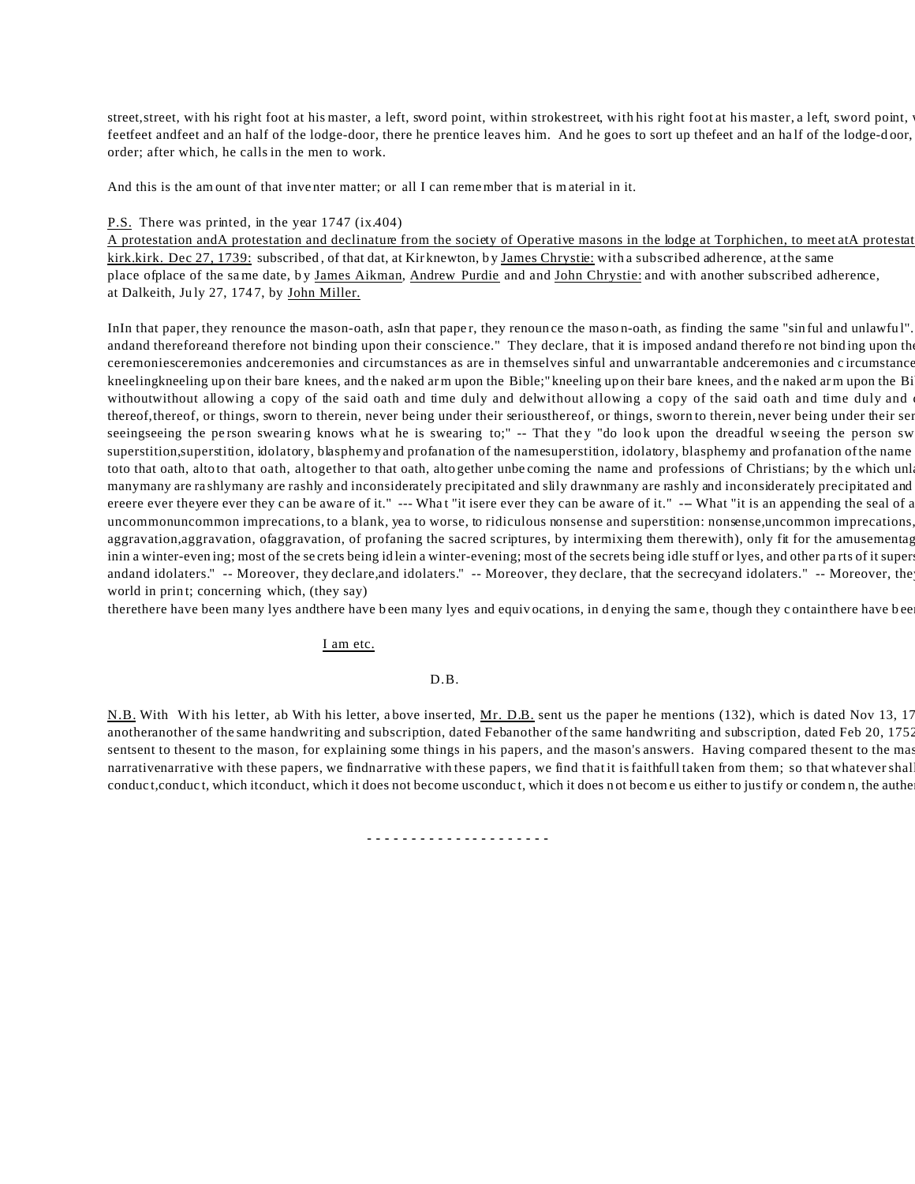street,street, with his right foot at his master, a left, sword point, within strokestreet, with his right foot at his master, a left, sword point, v
feetfeet andfeet and an half of the lodge-door, there he prentice leaves him. And he goes to sort up thefeet and an half of the lodge-door,
order; after which, he calls in the men to work.

And this is the amount of that inventer matter; or all I can remember that is material in it.

P.S. There was printed, in the year 1747 (ix.404)
A protestation andA protestation and declinature from the society of Operative masons in the lodge at Torphichen, to meet atA protestat
kirk.kirk. Dec 27, 1739: subscribed, of that dat, at Kirknewton, by James Chrystie: with a subscribed adherence, at the same
place ofplace of the same date, by James Aikman, Andrew Purdie and and John Chrystie: and with another subscribed adherence,
at Dalkeith, July 27, 1747, by John Miller.

InIn that paper, they renounce the mason-oath, asIn that paper, they renounce the mason-oath, as finding the same "sinful and unlawful".
andand thereforeand therefore not binding upon their conscience." They declare, that it is imposed andand therefore not binding upon the
ceremoniesceremonies andceremonies and circumstances as are in themselves sinful and unwarrantable andceremonies and circumstance
kneelingkneeling upon their bare knees, and the naked arm upon the Bible;" kneeling upon their bare knees, and the naked arm upon the Bi
withoutwithout allowing a copy of the said oath and time duly and delwithout allowing a copy of the said oath and time duly and
thereof,thereof, or things, sworn to therein, never being under their seriousthereof, or things, sworn to therein, never being under their ser
seeingseeing the person swearing knows what he is swearing to;" -- That they "do look upon the dreadful wseeing the person sw
superstition,superstition, idolatory, blasphemy and profanation of the namesuperstition, idolatory, blasphemy and profanation of the name
toto that oath, alto to that oath, altogether to that oath, altogether unbecoming the name and professions of Christians; by the which unla
manymany are rashlymany are rashly and inconsiderately precipitated and slily drawnmany are rashly and inconsiderately precipitated and
ereere ever theyere ever they can be aware of it." --- What "it isere ever they can be aware of it." --- What "it is an appending the seal of a
uncommonuncommon imprecations, to a blank, yea to worse, to ridiculous nonsense and superstition: nonsense,uncommon imprecations,
aggravation,aggravation, ofaggravation, of profaning the sacred scriptures, by intermixing them therewith), only fit for the amusementag
inin a winter-evening; most of the secrets being idlein a winter-evening; most of the secrets being idle stuff or lyes, and other parts of it supers
andand idolaters." -- Moreover, they declare,and idolaters." -- Moreover, they declare, that the secrecyand idolaters." -- Moreover, the
world in print; concerning which, (they say)
therethere have been many lyes andthere have been many lyes and equivocations, in denying the same, though they containthere have bee

I am etc.

D.B.

N.B. With With his letter, ab With his letter, above inserted, Mr. D.B. sent us the paper he mentions (132), which is dated Nov 13, 17
anotheranother of the same handwriting and subscription, dated Febanother of the same handwriting and subscription, dated Feb 20, 1752
sentsent to thesent to the mason, for explaining some things in his papers, and the mason's answers. Having compared thesent to the mas
narrativenarrative with these papers, we findnarrative with these papers, we find that it is faithfull taken from them; so that whatever shal
conduct,conduct, which itconduct, which it does not become usconduct, which it does not become us either to justify or condemn, the auther

- - - - - - - - - - - - - - - - - - - -